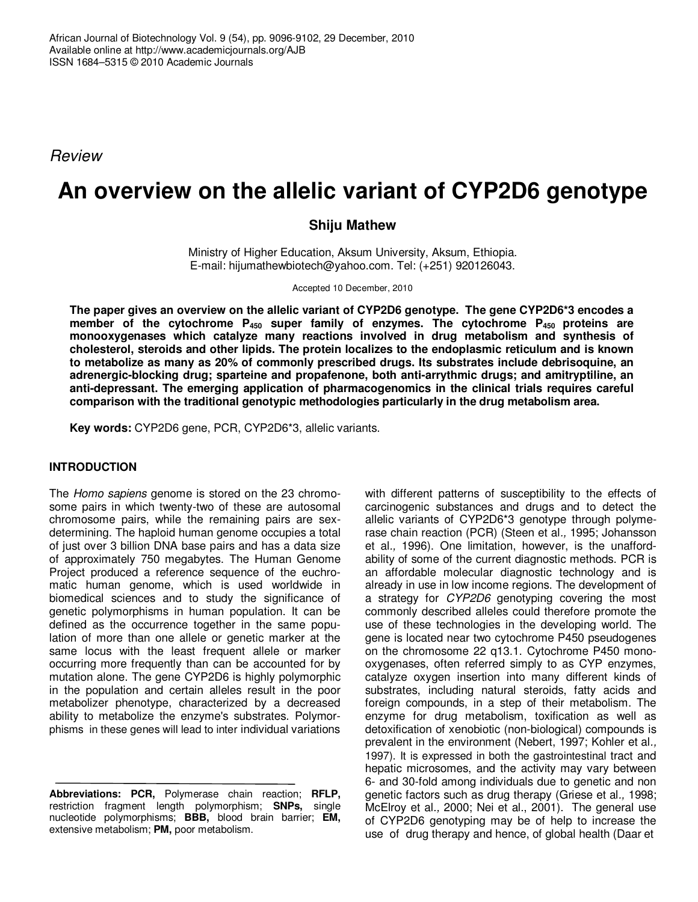*Review*

# An overview on the allelic variant of CYP2D6 genotype

**Shiju Mathew**

Ministry of Higher Education, Aksum University, Aksum, Ethiopia.
E-mail: hijumathewbiotech@yahoo.com. Tel: (+251) 920126043.

Accepted 10 December, 2010

**The paper gives an overview on the allelic variant of CYP2D6 genotype. The gene CYP2D6*3 encodes a member of the cytochrome $P_{450}$ super family of enzymes. The cytochrome $P_{450}$ proteins are monooxygenases which catalyze many reactions involved in drug metabolism and synthesis of cholesterol, steroids and other lipids. The protein localizes to the endoplasmic reticulum and is known to metabolize as many as 20% of commonly prescribed drugs. Its substrates include debrisoquine, an adrenergic-blocking drug; sparteine and propafenone, both anti-arrythmic drugs; and amitryptiline, an anti-depressant. The emerging application of pharmacogenomics in the clinical trials requires careful comparison with the traditional genotypic methodologies particularly in the drug metabolism area.**

**Key words:** CYP2D6 gene, PCR, CYP2D6*3, allelic variants.

## INTRODUCTION

The *Homo sapiens* genome is stored on the 23 chromosome pairs in which twenty-two of these are autosomal chromosome pairs, while the remaining pairs are sex-determining. The haploid human genome occupies a total of just over 3 billion DNA base pairs and has a data size of approximately 750 megabytes. The Human Genome Project produced a reference sequence of the euchromatic human genome, which is used worldwide in biomedical sciences and to study the significance of genetic polymorphisms in human population. It can be defined as the occurrence together in the same population of more than one allele or genetic marker at the same locus with the least frequent allele or marker occurring more frequently than can be accounted for by mutation alone. The gene CYP2D6 is highly polymorphic in the population and certain alleles result in the poor metabolizer phenotype, characterized by a decreased ability to metabolize the enzyme's substrates. Polymorphisms in these genes will lead to inter individual variations with different patterns of susceptibility to the effects of carcinogenic substances and drugs and to detect the allelic variants of CYP2D6*3 genotype through polymerase chain reaction (PCR) (Steen et al., 1995; Johansson et al., 1996). One limitation, however, is the unaffordability of some of the current diagnostic methods. PCR is an affordable molecular diagnostic technology and is already in use in low income regions. The development of a strategy for *CYP2D6* genotyping covering the most commonly described alleles could therefore promote the use of these technologies in the developing world. The gene is located near two cytochrome P450 pseudogenes on the chromosome 22 q13.1. Cytochrome P450 monooxygenases, often referred simply to as CYP enzymes, catalyze oxygen insertion into many different kinds of substrates, including natural steroids, fatty acids and foreign compounds, in a step of their metabolism. The enzyme for drug metabolism, toxification as well as detoxification of xenobiotic (non-biological) compounds is prevalent in the environment (Nebert, 1997; Kohler et al., 1997). It is expressed in both the gastrointestinal tract and hepatic microsomes, and the activity may vary between 6- and 30-fold among individuals due to genetic and non genetic factors such as drug therapy (Griese et al., 1998; McElroy et al., 2000; Nei et al., 2001). The general use of CYP2D6 genotyping may be of help to increase the use of drug therapy and hence, of global health (Daar et

**Abbreviations: PCR,** Polymerase chain reaction; **RFLP,** restriction fragment length polymorphism; **SNPs,** single nucleotide polymorphisms; **BBB,** blood brain barrier; **EM,** extensive metabolism; **PM,** poor metabolism.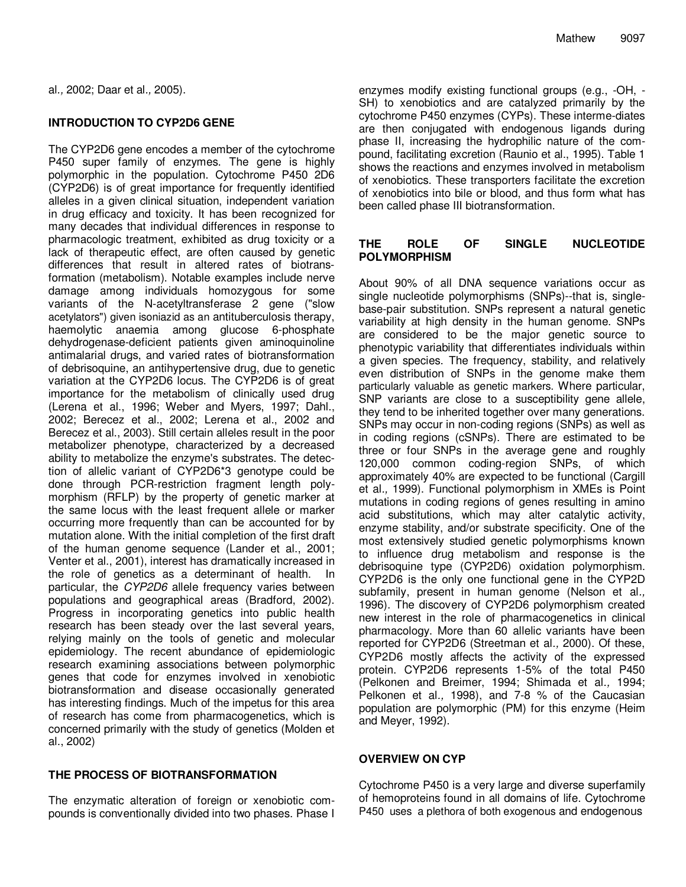al., 2002; Daar et al., 2005).

## INTRODUCTION TO CYP2D6 GENE

The CYP2D6 gene encodes a member of the cytochrome P450 super family of enzymes. The gene is highly polymorphic in the population. Cytochrome P450 2D6 (CYP2D6) is of great importance for frequently identified alleles in a given clinical situation, independent variation in drug efficacy and toxicity. It has been recognized for many decades that individual differences in response to pharmacologic treatment, exhibited as drug toxicity or a lack of therapeutic effect, are often caused by genetic differences that result in altered rates of biotransformation (metabolism). Notable examples include nerve damage among individuals homozygous for some variants of the N-acetyltransferase 2 gene ("slow acetylators") given isoniazid as an antituberculosis therapy, haemolytic anaemia among glucose 6-phosphate dehydrogenase-deficient patients given aminoquinoline antimalarial drugs, and varied rates of biotransformation of debrisoquine, an antihypertensive drug, due to genetic variation at the CYP2D6 locus. The CYP2D6 is of great importance for the metabolism of clinically used drug (Lerena et al., 1996; Weber and Myers, 1997; Dahl., 2002; Berecez et al., 2002; Lerena et al., 2002 and Berecez et al., 2003). Still certain alleles result in the poor metabolizer phenotype, characterized by a decreased ability to metabolize the enzyme's substrates. The detection of allelic variant of CYP2D6*3 genotype could be done through PCR-restriction fragment length polymorphism (RFLP) by the property of genetic marker at the same locus with the least frequent allele or marker occurring more frequently than can be accounted for by mutation alone. With the initial completion of the first draft of the human genome sequence (Lander et al., 2001; Venter et al., 2001), interest has dramatically increased in the role of genetics as a determinant of health. In particular, the *CYP2D6* allele frequency varies between populations and geographical areas (Bradford, 2002). Progress in incorporating genetics into public health research has been steady over the last several years, relying mainly on the tools of genetic and molecular epidemiology. The recent abundance of epidemiologic research examining associations between polymorphic genes that code for enzymes involved in xenobiotic biotransformation and disease occasionally generated has interesting findings. Much of the impetus for this area of research has come from pharmacogenetics, which is concerned primarily with the study of genetics (Molden et al., 2002)

## THE PROCESS OF BIOTRANSFORMATION

The enzymatic alteration of foreign or xenobiotic compounds is conventionally divided into two phases. Phase I enzymes modify existing functional groups (e.g., -OH, -SH) to xenobiotics and are catalyzed primarily by the cytochrome P450 enzymes (CYPs). These interme-diates are then conjugated with endogenous ligands during phase II, increasing the hydrophilic nature of the compound, facilitating excretion (Raunio et al., 1995). Table 1 shows the reactions and enzymes involved in metabolism of xenobiotics. These transporters facilitate the excretion of xenobiotics into bile or blood, and thus form what has been called phase III biotransformation.

## THE ROLE OF SINGLE NUCLEOTIDE POLYMORPHISM

About 90% of all DNA sequence variations occur as single nucleotide polymorphisms (SNPs)--that is, single-base-pair substitution. SNPs represent a natural genetic variability at high density in the human genome. SNPs are considered to be the major genetic source to phenotypic variability that differentiates individuals within a given species. The frequency, stability, and relatively even distribution of SNPs in the genome make them particularly valuable as genetic markers. Where particular, SNP variants are close to a susceptibility gene allele, they tend to be inherited together over many generations. SNPs may occur in non-coding regions (SNPs) as well as in coding regions (cSNPs). There are estimated to be three or four SNPs in the average gene and roughly 120,000 common coding-region SNPs, of which approximately 40% are expected to be functional (Cargill et al., 1999). Functional polymorphism in XMEs is Point mutations in coding regions of genes resulting in amino acid substitutions, which may alter catalytic activity, enzyme stability, and/or substrate specificity. One of the most extensively studied genetic polymorphisms known to influence drug metabolism and response is the debrisoquine type (CYP2D6) oxidation polymorphism. CYP2D6 is the only one functional gene in the CYP2D subfamily, present in human genome (Nelson et al., 1996). The discovery of CYP2D6 polymorphism created new interest in the role of pharmacogenetics in clinical pharmacology. More than 60 allelic variants have been reported for CYP2D6 (Streetman et al., 2000). Of these, CYP2D6 mostly affects the activity of the expressed protein. CYP2D6 represents 1-5% of the total P450 (Pelkonen and Breimer, 1994; Shimada et al., 1994; Pelkonen et al., 1998), and 7-8 % of the Caucasian population are polymorphic (PM) for this enzyme (Heim and Meyer, 1992).

## OVERVIEW ON CYP

Cytochrome P450 is a very large and diverse superfamily of hemoproteins found in all domains of life. Cytochrome P450 uses a plethora of both exogenous and endogenous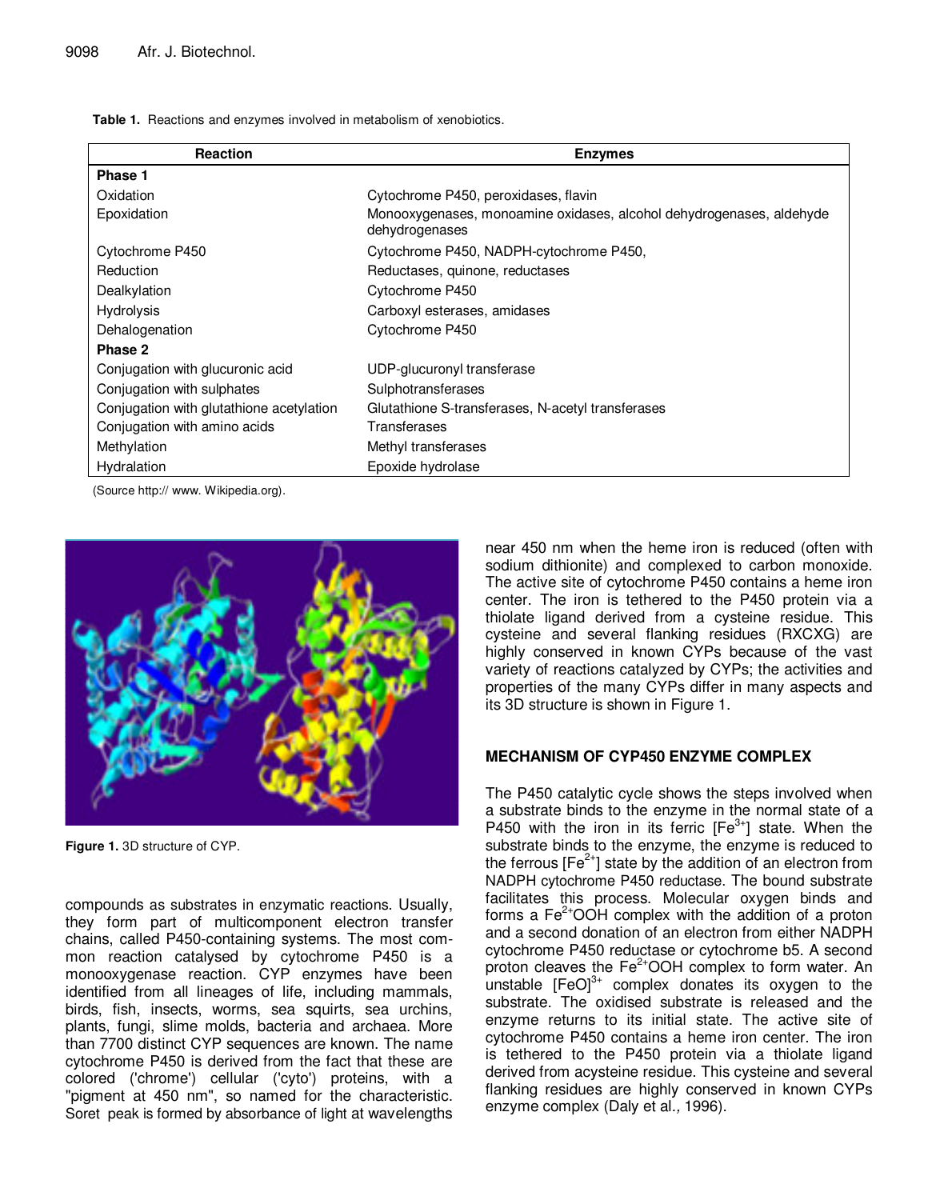**Table 1.** Reactions and enzymes involved in metabolism of xenobiotics.

| Reaction | Enzymes |
|---|---|
| **Phase 1** | |
| Oxidation | Cytochrome P450, peroxidases, flavin |
| Epoxidation | Monooxygenases, monoamine oxidases, alcohol dehydrogenases, aldehyde dehydrogenases |
| Cytochrome P450 | Cytochrome P450, NADPH-cytochrome P450, |
| Reduction | Reductases, quinone, reductases |
| Dealkylation | Cytochrome P450 |
| Hydrolysis | Carboxyl esterases, amidases |
| Dehalogenation | Cytochrome P450 |
| **Phase 2** | |
| Conjugation with glucuronic acid | UDP-glucuronyl transferase |
| Conjugation with sulphates | Sulphotransferases |
| Conjugation with glutathione acetylation | Glutathione S-transferases, N-acetyl transferases |
| Conjugation with amino acids | Transferases |
| Methylation | Methyl transferases |
| Hydralation | Epoxide hydrolase |

(Source http:// www. Wikipedia.org).

**Figure 1.** 3D structure of CYP.

compounds as substrates in enzymatic reactions. Usually, they form part of multicomponent electron transfer chains, called P450-containing systems. The most common reaction catalysed by cytochrome P450 is a monooxygenase reaction. CYP enzymes have been identified from all lineages of life, including mammals, birds, fish, insects, worms, sea squirts, sea urchins, plants, fungi, slime molds, bacteria and archaea. More than 7700 distinct CYP sequences are known. The name cytochrome P450 is derived from the fact that these are colored ('chrome') cellular ('cyto') proteins, with a "pigment at 450 nm", so named for the characteristic. Soret peak is formed by absorbance of light at wavelengths near 450 nm when the heme iron is reduced (often with sodium dithionite) and complexed to carbon monoxide. The active site of cytochrome P450 contains a heme iron center. The iron is tethered to the P450 protein via a thiolate ligand derived from a cysteine residue. This cysteine and several flanking residues (RXCXG) are highly conserved in known CYPs because of the vast variety of reactions catalyzed by CYPs; the activities and properties of the many CYPs differ in many aspects and its 3D structure is shown in Figure 1.

## MECHANISM OF CYP450 ENZYME COMPLEX

The P450 catalytic cycle shows the steps involved when a substrate binds to the enzyme in the normal state of a P450 with the iron in its ferric [$Fe^{3+}$] state. When the substrate binds to the enzyme, the enzyme is reduced to the ferrous [$Fe^{2+}$] state by the addition of an electron from NADPH cytochrome P450 reductase. The bound substrate facilitates this process. Molecular oxygen binds and forms a $Fe^{2+}$OOH complex with the addition of a proton and a second donation of an electron from either NADPH cytochrome P450 reductase or cytochrome b5. A second proton cleaves the $Fe^{2+}$OOH complex to form water. An unstable $[FeO]^{3+}$ complex donates its oxygen to the substrate. The oxidised substrate is released and the enzyme returns to its initial state. The active site of cytochrome P450 contains a heme iron center. The iron is tethered to the P450 protein via a thiolate ligand derived from acysteine residue. This cysteine and several flanking residues are highly conserved in known CYPs enzyme complex (Daly et al., 1996).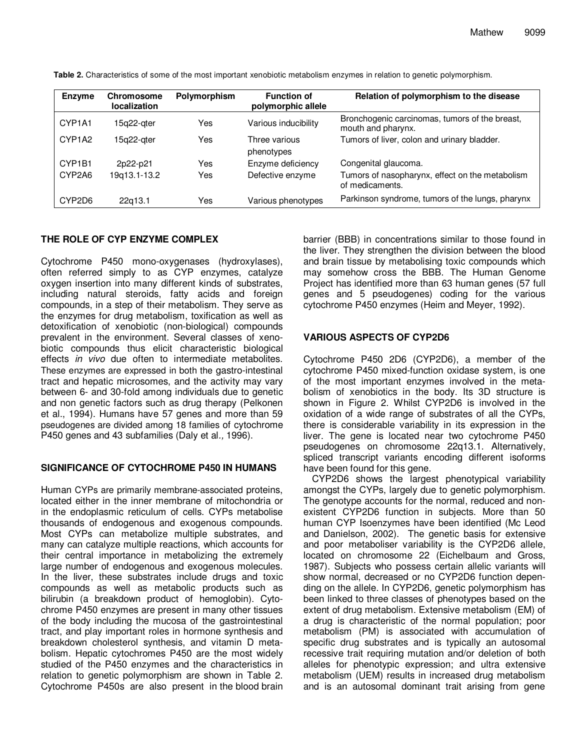**Table 2.** Characteristics of some of the most important xenobiotic metabolism enzymes in relation to genetic polymorphism.

| Enzyme | Chromosome localization | Polymorphism | Function of polymorphic allele | Relation of polymorphism to the disease |
|---|---|---|---|---|
| CYP1A1 | 15q22-qter | Yes | Various inducibility | Bronchogenic carcinomas, tumors of the breast, mouth and pharynx. |
| CYP1A2 | 15q22-qter | Yes | Three various phenotypes | Tumors of liver, colon and urinary bladder. |
| CYP1B1 | 2p22-p21 | Yes | Enzyme deficiency | Congenital glaucoma. |
| CYP2A6 | 19q13.1-13.2 | Yes | Defective enzyme | Tumors of nasopharynx, effect on the metabolism of medicaments. |
| CYP2D6 | 22q13.1 | Yes | Various phenotypes | Parkinson syndrome, tumors of the lungs, pharynx |

## THE ROLE OF CYP ENZYME COMPLEX

Cytochrome P450 mono-oxygenases (hydroxylases), often referred simply to as CYP enzymes, catalyze oxygen insertion into many different kinds of substrates, including natural steroids, fatty acids and foreign compounds, in a step of their metabolism. They serve as the enzymes for drug metabolism, toxification as well as detoxification of xenobiotic (non-biological) compounds prevalent in the environment. Several classes of xenobiotic compounds thus elicit characteristic biological effects *in vivo* due often to intermediate metabolites. These enzymes are expressed in both the gastro-intestinal tract and hepatic microsomes, and the activity may vary between 6- and 30-fold among individuals due to genetic and non genetic factors such as drug therapy (Pelkonen et al., 1994). Humans have 57 genes and more than 59 pseudogenes are divided among 18 families of cytochrome P450 genes and 43 subfamilies (Daly et al*.,* 1996).

## SIGNIFICANCE OF CYTOCHROME P450 IN HUMANS

Human CYPs are primarily membrane-associated proteins, located either in the inner membrane of mitochondria or in the endoplasmic reticulum of cells. CYPs metabolise thousands of endogenous and exogenous compounds. Most CYPs can metabolize multiple substrates, and many can catalyze multiple reactions, which accounts for their central importance in metabolizing the extremely large number of endogenous and exogenous molecules. In the liver, these substrates include drugs and toxic compounds as well as metabolic products such as bilirubin (a breakdown product of hemoglobin). Cytochrome P450 enzymes are present in many other tissues of the body including the mucosa of the gastrointestinal tract, and play important roles in hormone synthesis and breakdown cholesterol synthesis, and vitamin D metabolism. Hepatic cytochromes P450 are the most widely studied of the P450 enzymes and the characteristics in relation to genetic polymorphism are shown in Table 2. Cytochrome P450s are also present in the blood brain barrier (BBB) in concentrations similar to those found in the liver. They strengthen the division between the blood and brain tissue by metabolising toxic compounds which may somehow cross the BBB. The Human Genome Project has identified more than 63 human genes (57 full genes and 5 pseudogenes) coding for the various cytochrome P450 enzymes (Heim and Meyer, 1992).

## VARIOUS ASPECTS OF CYP2D6

Cytochrome P450 2D6 (CYP2D6), a member of the cytochrome P450 mixed-function oxidase system, is one of the most important enzymes involved in the metabolism of xenobiotics in the body. Its 3D structure is shown in Figure 2. Whilst CYP2D6 is involved in the oxidation of a wide range of substrates of all the CYPs, there is considerable variability in its expression in the liver. The gene is located near two cytochrome P450 pseudogenes on chromosome 22q13.1. Alternatively, spliced transcript variants encoding different isoforms have been found for this gene.

CYP2D6 shows the largest phenotypical variability amongst the CYPs, largely due to genetic polymorphism. The genotype accounts for the normal, reduced and non-existent CYP2D6 function in subjects. More than 50 human CYP Isoenzymes have been identified (Mc Leod and Danielson, 2002). The genetic basis for extensive and poor metaboliser variability is the CYP2D6 allele, located on chromosome 22 (Eichelbaum and Gross, 1987). Subjects who possess certain allelic variants will show normal, decreased or no CYP2D6 function depending on the allele. In CYP2D6, genetic polymorphism has been linked to three classes of phenotypes based on the extent of drug metabolism. Extensive metabolism (EM) of a drug is characteristic of the normal population; poor metabolism (PM) is associated with accumulation of specific drug substrates and is typically an autosomal recessive trait requiring mutation and/or deletion of both alleles for phenotypic expression; and ultra extensive metabolism (UEM) results in increased drug metabolism and is an autosomal dominant trait arising from gene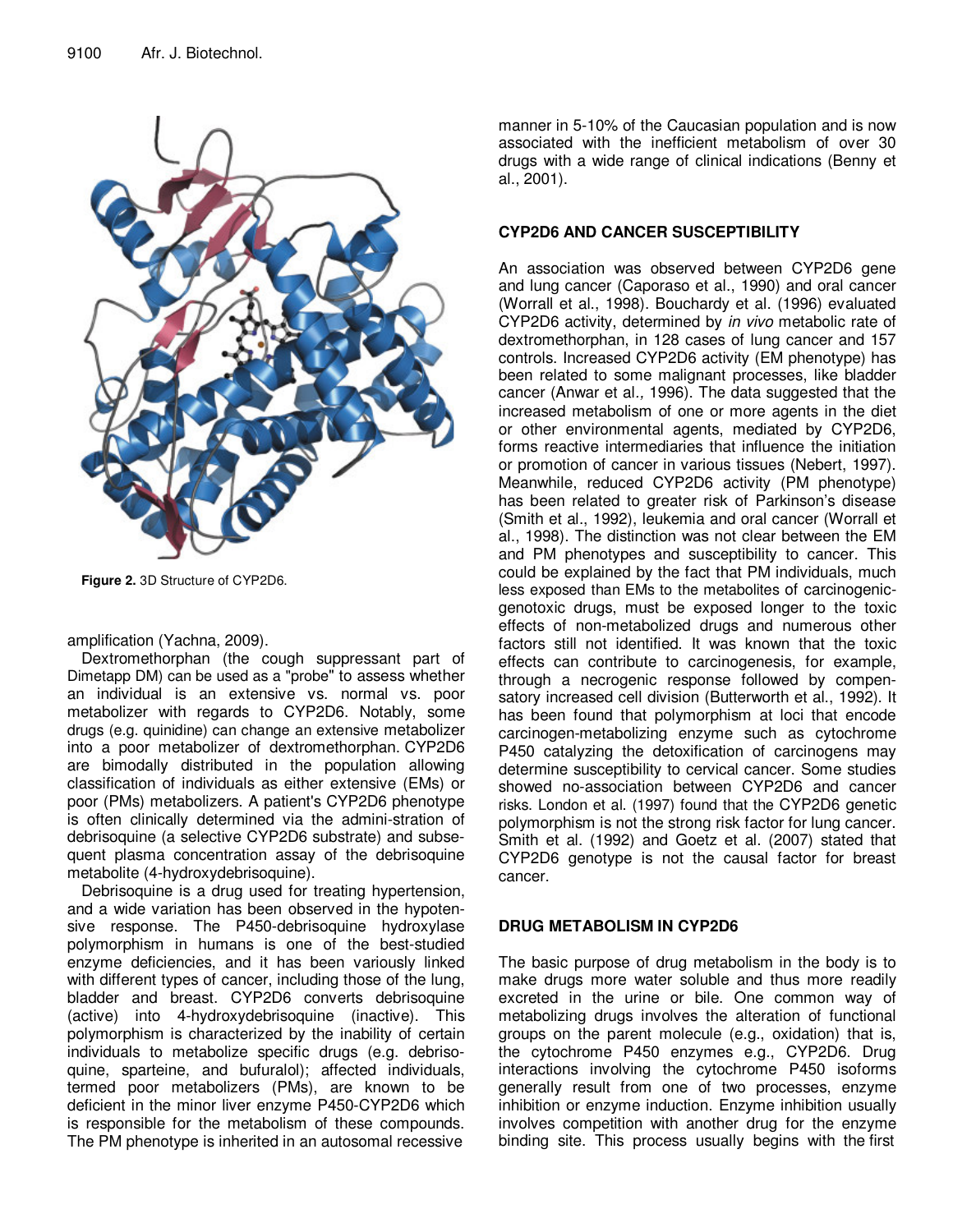Figure 2. 3D Structure of CYP2D6.

amplification (Yachna, 2009).

Dextromethorphan (the cough suppressant part of Dimetapp DM) can be used as a "probe" to assess whether an individual is an extensive vs. normal vs. poor metabolizer with regards to CYP2D6. Notably, some drugs (e.g. quinidine) can change an extensive metabolizer into a poor metabolizer of dextromethorphan. CYP2D6 are bimodally distributed in the population allowing classification of individuals as either extensive (EMs) or poor (PMs) metabolizers. A patient's CYP2D6 phenotype is often clinically determined via the admini-stration of debrisoquine (a selective CYP2D6 substrate) and subsequent plasma concentration assay of the debrisoquine metabolite (4-hydroxydebrisoquine).

Debrisoquine is a drug used for treating hypertension, and a wide variation has been observed in the hypotensive response. The P450-debrisoquine hydroxylase polymorphism in humans is one of the best-studied enzyme deficiencies, and it has been variously linked with different types of cancer, including those of the lung, bladder and breast. CYP2D6 converts debrisoquine (active) into 4-hydroxydebrisoquine (inactive). This polymorphism is characterized by the inability of certain individuals to metabolize specific drugs (e.g. debrisoquine, sparteine, and bufuralol); affected individuals, termed poor metabolizers (PMs), are known to be deficient in the minor liver enzyme P450-CYP2D6 which is responsible for the metabolism of these compounds. The PM phenotype is inherited in an autosomal recessive manner in 5-10% of the Caucasian population and is now associated with the inefficient metabolism of over 30 drugs with a wide range of clinical indications (Benny et al., 2001).

## CYP2D6 AND CANCER SUSCEPTIBILITY

An association was observed between CYP2D6 gene and lung cancer (Caporaso et al., 1990) and oral cancer (Worrall et al., 1998). Bouchardy et al. (1996) evaluated CYP2D6 activity, determined by *in vivo* metabolic rate of dextromethorphan, in 128 cases of lung cancer and 157 controls. Increased CYP2D6 activity (EM phenotype) has been related to some malignant processes, like bladder cancer (Anwar et al., 1996). The data suggested that the increased metabolism of one or more agents in the diet or other environmental agents, mediated by CYP2D6, forms reactive intermediaries that influence the initiation or promotion of cancer in various tissues (Nebert, 1997). Meanwhile, reduced CYP2D6 activity (PM phenotype) has been related to greater risk of Parkinson's disease (Smith et al., 1992), leukemia and oral cancer (Worrall et al., 1998). The distinction was not clear between the EM and PM phenotypes and susceptibility to cancer. This could be explained by the fact that PM individuals, much less exposed than EMs to the metabolites of carcinogenic-genotoxic drugs, must be exposed longer to the toxic effects of non-metabolized drugs and numerous other factors still not identified. It was known that the toxic effects can contribute to carcinogenesis, for example, through a necrogenic response followed by compensatory increased cell division (Butterworth et al., 1992). It has been found that polymorphism at loci that encode carcinogen-metabolizing enzyme such as cytochrome P450 catalyzing the detoxification of carcinogens may determine susceptibility to cervical cancer. Some studies showed no-association between CYP2D6 and cancer risks. London et al. (1997) found that the CYP2D6 genetic polymorphism is not the strong risk factor for lung cancer. Smith et al. (1992) and Goetz et al. (2007) stated that CYP2D6 genotype is not the causal factor for breast cancer.

## DRUG METABOLISM IN CYP2D6

The basic purpose of drug metabolism in the body is to make drugs more water soluble and thus more readily excreted in the urine or bile. One common way of metabolizing drugs involves the alteration of functional groups on the parent molecule (e.g., oxidation) that is, the cytochrome P450 enzymes e.g., CYP2D6. Drug interactions involving the cytochrome P450 isoforms generally result from one of two processes, enzyme inhibition or enzyme induction. Enzyme inhibition usually involves competition with another drug for the enzyme binding site. This process usually begins with the first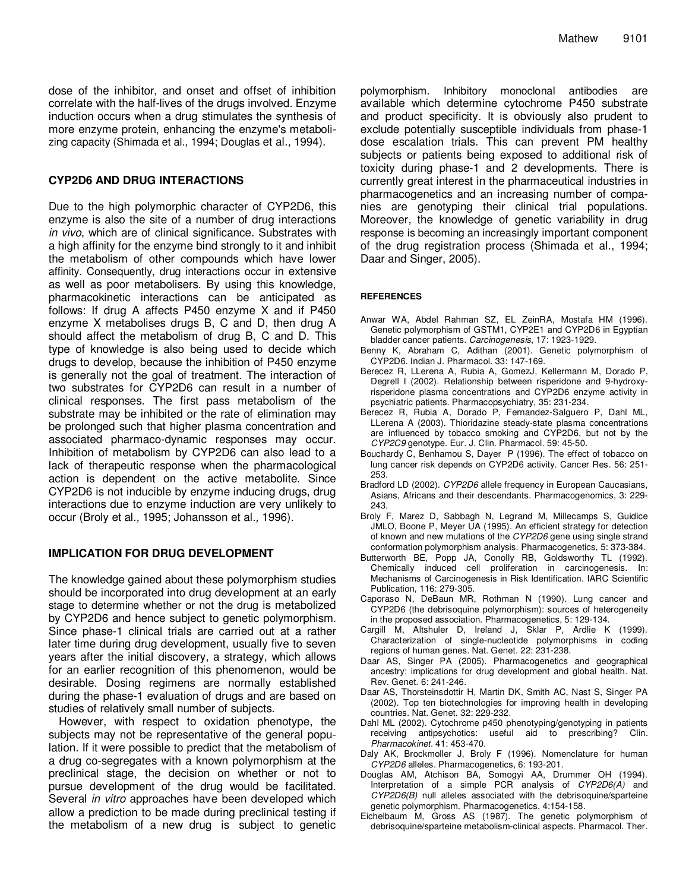dose of the inhibitor, and onset and offset of inhibition correlate with the half-lives of the drugs involved. Enzyme induction occurs when a drug stimulates the synthesis of more enzyme protein, enhancing the enzyme's metabolizing capacity (Shimada et al., 1994; Douglas et al., 1994).

## CYP2D6 AND DRUG INTERACTIONS

Due to the high polymorphic character of CYP2D6, this enzyme is also the site of a number of drug interactions *in vivo*, which are of clinical significance. Substrates with a high affinity for the enzyme bind strongly to it and inhibit the metabolism of other compounds which have lower affinity. Consequently, drug interactions occur in extensive as well as poor metabolisers. By using this knowledge, pharmacokinetic interactions can be anticipated as follows: If drug A affects P450 enzyme X and if P450 enzyme X metabolises drugs B, C and D, then drug A should affect the metabolism of drug B, C and D. This type of knowledge is also being used to decide which drugs to develop, because the inhibition of P450 enzyme is generally not the goal of treatment. The interaction of two substrates for CYP2D6 can result in a number of clinical responses. The first pass metabolism of the substrate may be inhibited or the rate of elimination may be prolonged such that higher plasma concentration and associated pharmaco-dynamic responses may occur. Inhibition of metabolism by CYP2D6 can also lead to a lack of therapeutic response when the pharmacological action is dependent on the active metabolite. Since CYP2D6 is not inducible by enzyme inducing drugs, drug interactions due to enzyme induction are very unlikely to occur (Broly et al., 1995; Johansson et al., 1996).

## IMPLICATION FOR DRUG DEVELOPMENT

The knowledge gained about these polymorphism studies should be incorporated into drug development at an early stage to determine whether or not the drug is metabolized by CYP2D6 and hence subject to genetic polymorphism. Since phase-1 clinical trials are carried out at a rather later time during drug development, usually five to seven years after the initial discovery, a strategy, which allows for an earlier recognition of this phenomenon, would be desirable. Dosing regimens are normally established during the phase-1 evaluation of drugs and are based on studies of relatively small number of subjects.

However, with respect to oxidation phenotype, the subjects may not be representative of the general population. If it were possible to predict that the metabolism of a drug co-segregates with a known polymorphism at the preclinical stage, the decision on whether or not to pursue development of the drug would be facilitated. Several *in vitro* approaches have been developed which allow a prediction to be made during preclinical testing if the metabolism of a new drug is subject to genetic polymorphism. Inhibitory monoclonal antibodies are available which determine cytochrome P450 substrate and product specificity. It is obviously also prudent to exclude potentially susceptible individuals from phase-1 dose escalation trials. This can prevent PM healthy subjects or patients being exposed to additional risk of toxicity during phase-1 and 2 developments. There is currently great interest in the pharmaceutical industries in pharmacogenetics and an increasing number of companies are genotyping their clinical trial populations. Moreover, the knowledge of genetic variability in drug response is becoming an increasingly important component of the drug registration process (Shimada et al., 1994; Daar and Singer, 2005).

### REFERENCES

Anwar WA, Abdel Rahman SZ, EL ZeinRA, Mostafa HM (1996). Genetic polymorphism of GSTM1, CYP2E1 and CYP2D6 in Egyptian bladder cancer patients. *Carcinogenesis*, 17: 1923-1929.

Benny K, Abraham C, Adithan (2001). Genetic polymorphism of CYP2D6. Indian J. Pharmacol. 33: 147-169.

Berecez R, LLerena A, Rubia A, GomezJ, Kellermann M, Dorado P, Degrell I (2002). Relationship between risperidone and 9-hydroxy-risperidone plasma concentrations and CYP2D6 enzyme activity in psychiatric patients. Pharmacopsychiatry, 35: 231-234.

Berecez R, Rubia A, Dorado P, Fernandez-Salguero P, Dahl ML, LLerena A (2003). Thioridazine steady-state plasma concentrations are influenced by tobacco smoking and CYP2D6, but not by the *CYP2C9* genotype. Eur. J. Clin. Pharmacol. 59: 45-50.

Bouchardy C, Benhamou S, Dayer P (1996). The effect of tobacco on lung cancer risk depends on CYP2D6 activity. Cancer Res. 56: 251-253.

Bradford LD (2002). *CYP2D6* allele frequency in European Caucasians, Asians, Africans and their descendants. Pharmacogenomics, 3: 229-243.

Broly F, Marez D, Sabbagh N, Legrand M, Millecamps S, Guidice JMLO, Boone P, Meyer UA (1995). An efficient strategy for detection of known and new mutations of the *CYP2D6* gene using single strand conformation polymorphism analysis. Pharmacogenetics, 5: 373-384.

Butterworth BE, Popp JA, Conolly RB, Goldsworthy TL (1992). Chemically induced cell proliferation in carcinogenesis. In: Mechanisms of Carcinogenesis in Risk Identification. IARC Scientific Publication, 116: 279-305.

Caporaso N, DeBaun MR, Rothman N (1990). Lung cancer and CYP2D6 (the debrisoquine polymorphism): sources of heterogeneity in the proposed association. Pharmacogenetics, 5: 129-134.

Cargill M, Altshuler D, Ireland J, Sklar P, Ardlie K (1999). Characterization of single-nucleotide polymorphisms in coding regions of human genes. Nat. Genet. 22: 231-238.

Daar AS, Singer PA (2005). Pharmacogenetics and geographical ancestry: implications for drug development and global health. Nat. Rev. Genet. 6: 241-246.

Daar AS, Thorsteinsdottir H, Martin DK, Smith AC, Nast S, Singer PA (2002). Top ten biotechnologies for improving health in developing countries. Nat. Genet. 32: 229-232.

Dahl ML (2002). Cytochrome p450 phenotyping/genotyping in patients receiving antipsychotics: useful aid to prescribing? Clin. *Pharmacokinet*. 41: 453-470.

Daly AK, Brockmoller J, Broly F (1996). Nomenclature for human *CYP2D6* alleles. Pharmacogenetics, 6: 193-201.

Douglas AM, Atchison BA, Somogyi AA, Drummer OH (1994). Interpretation of a simple PCR analysis of *CYP2D6(A)* and *CYP2D6(B)* null alleles associated with the debrisoquine/sparteine genetic polymorphism. Pharmacogenetics, 4:154-158.

Eichelbaum M, Gross AS (1987). The genetic polymorphism of debrisoquine/sparteine metabolism-clinical aspects. Pharmacol. Ther.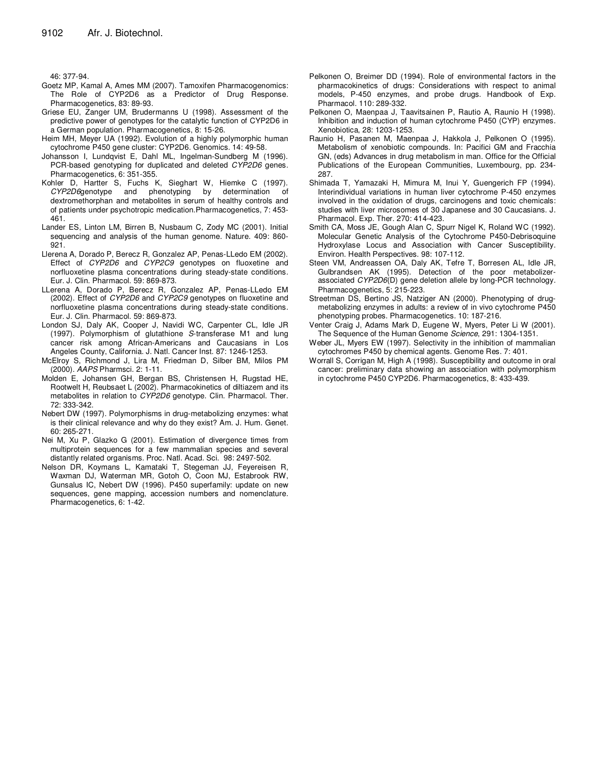46: 377-94.

Goetz MP, Kamal A, Ames MM (2007). Tamoxifen Pharmacogenomics: The Role of CYP2D6 as a Predictor of Drug Response. Pharmacogenetics, 83: 89-93.

Griese EU, Zanger UM, Brudermanns U (1998). Assessment of the predictive power of genotypes for the catalytic function of CYP2D6 in a German population. Pharmacogenetics, 8: 15-26.

Heim MH, Meyer UA (1992). Evolution of a highly polymorphic human cytochrome P450 gene cluster: CYP2D6. Genomics. 14: 49-58.

Johansson I, Lundqvist E, Dahl ML, Ingelman-Sundberg M (1996). PCR-based genotyping for duplicated and deleted *CYP2D6* genes. Pharmacogenetics, 6: 351-355.

Kohler D, Hartter S, Fuchs K, Sieghart W, Hiemke C (1997). *CYP2D6*genotype and phenotyping by determination of dextromethorphan and metabolites in serum of healthy controls and of patients under psychotropic medication.Pharmacogenetics, 7: 453-461.

Lander ES, Linton LM, Birren B, Nusbaum C, Zody MC (2001). Initial sequencing and analysis of the human genome. Nature. 409: 860-921.

Llerena A, Dorado P, Berecz R, Gonzalez AP, Penas-LLedo EM (2002). Effect of *CYP2D6* and *CYP2C9* genotypes on fluoxetine and norfluoxetine plasma concentrations during steady-state conditions. Eur. J. Clin. Pharmacol. 59: 869-873.

LLerena A, Dorado P, Berecz R, Gonzalez AP, Penas-LLedo EM (2002). Effect of *CYP2D6* and *CYP2C9* genotypes on fluoxetine and norfluoxetine plasma concentrations during steady-state conditions. Eur. J. Clin. Pharmacol. 59: 869-873.

London SJ, Daly AK, Cooper J, Navidi WC, Carpenter CL, Idle JR (1997). Polymorphism of glutathione *S*-transferase M1 and lung cancer risk among African-Americans and Caucasians in Los Angeles County, California. J. Natl. Cancer Inst. 87: 1246-1253.

McElroy S, Richmond J, Lira M, Friedman D, Silber BM, Milos PM (2000). *AAPS* Pharmsci. 2: 1-11.

Molden E, Johansen GH, Bergan BS, Christensen H, Rugstad HE, Rootwelt H, Reubsaet L (2002). Pharmacokinetics of diltiazem and its metabolites in relation to *CYP2D6* genotype. Clin. Pharmacol. Ther. 72: 333-342.

Nebert DW (1997). Polymorphisms in drug-metabolizing enzymes: what is their clinical relevance and why do they exist? Am. J. Hum. Genet. 60: 265-271.

Nei M, Xu P, Glazko G (2001). Estimation of divergence times from multiprotein sequences for a few mammalian species and several distantly related organisms. Proc. Natl. Acad. Sci. 98: 2497-502.

Nelson DR, Koymans L, Kamataki T, Stegeman JJ, Feyereisen R, Waxman DJ, Waterman MR, Gotoh O, Coon MJ, Estabrook RW, Gunsalus IC, Nebert DW (1996). P450 superfamily: update on new sequences, gene mapping, accession numbers and nomenclature. Pharmacogenetics, 6: 1-42.

Pelkonen O, Breimer DD (1994). Role of environmental factors in the pharmacokinetics of drugs: Considerations with respect to animal models, P-450 enzymes, and probe drugs. Handbook of Exp. Pharmacol. 110: 289-332.

Pelkonen O, Maenpaa J, Taavitsainen P, Rautio A, Raunio H (1998). Inhibition and induction of human cytochrome P450 (CYP) enzymes. Xenobiotica, 28: 1203-1253.

Raunio H, Pasanen M, Maenpaa J, Hakkola J, Pelkonen O (1995). Metabolism of xenobiotic compounds. In: Pacifici GM and Fracchia GN, (eds) Advances in drug metabolism in man. Office for the Official Publications of the European Communities, Luxembourg, pp. 234-287.

Shimada T, Yamazaki H, Mimura M, Inui Y, Guengerich FP (1994). Interindividual variations in human liver cytochrome P-450 enzymes involved in the oxidation of drugs, carcinogens and toxic chemicals: studies with liver microsomes of 30 Japanese and 30 Caucasians. J. Pharmacol. Exp. Ther. 270: 414-423.

Smith CA, Moss JE, Gough Alan C, Spurr Nigel K, Roland WC (1992). Molecular Genetic Analysis of the Cytochrome P450-Debrisoquine Hydroxylase Locus and Association with Cancer Susceptibility. Environ. Health Perspectives. 98: 107-112.

Steen VM, Andreassen OA, Daly AK, Tefre T, Borresen AL, Idle JR, Gulbrandsen AK (1995). Detection of the poor metabolizer-associated *CYP2D6*(D) gene deletion allele by long-PCR technology. Pharmacogenetics, 5: 215-223.

Streetman DS, Bertino JS, Natziger AN (2000). Phenotyping of drug-metabolizing enzymes in adults: a review of in vivo cytochrome P450 phenotyping probes. Pharmacogenetics. 10: 187-216.

Venter Craig J, Adams Mark D, Eugene W, Myers, Peter Li W (2001). The Sequence of the Human Genome *Science*, 291: 1304-1351.

Weber JL, Myers EW (1997). Selectivity in the inhibition of mammalian cytochromes P450 by chemical agents. Genome Res. 7: 401.

Worrall S, Corrigan M, High A (1998). Susceptibility and outcome in oral cancer: preliminary data showing an association with polymorphism in cytochrome P450 CYP2D6. Pharmacogenetics, 8: 433-439.